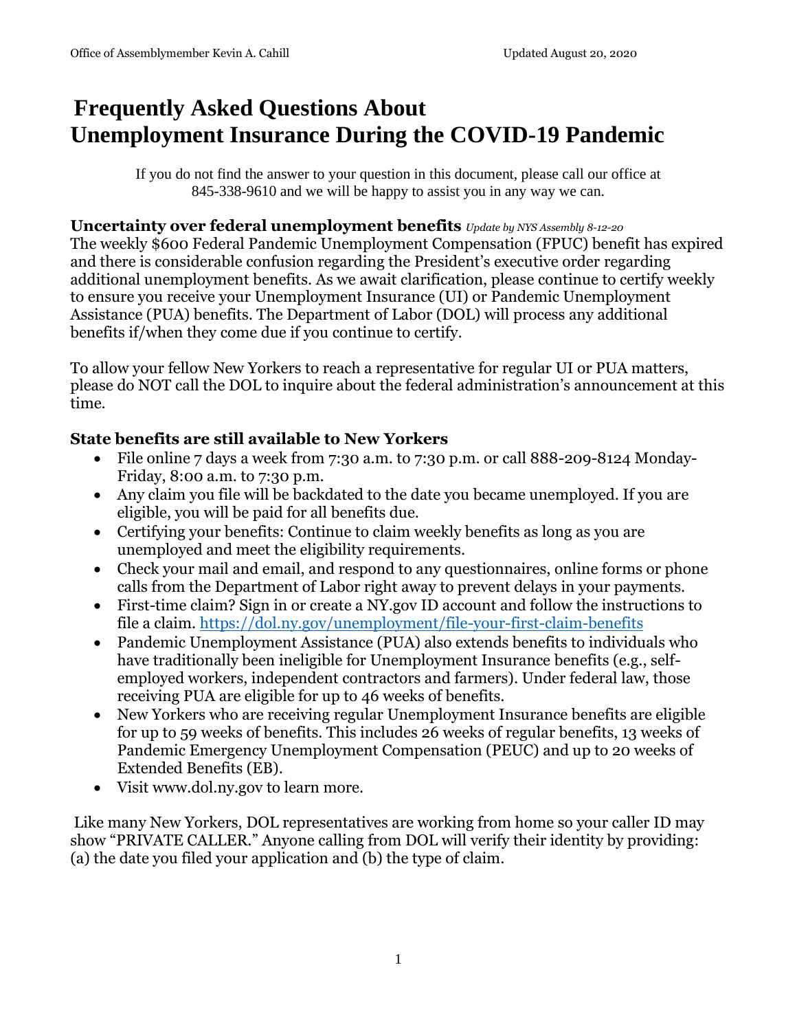# Frequently Asked Questions About Unemployment Insurance During the COVID-19 Pandemic

If you do not find the answer to your question in this document, please call our office at 845-338-9610 and we will be happy to assist you in any way we can.

**Uncertainty over federal unemployment benefits** *Update by NYS Assembly 8-12-20*

The weekly $600 Federal Pandemic Unemployment Compensation (FPUC) benefit has expired and there is considerable confusion regarding the President's executive order regarding additional unemployment benefits. As we await clarification, please continue to certify weekly to ensure you receive your Unemployment Insurance (UI) or Pandemic Unemployment Assistance (PUA) benefits. The Department of Labor (DOL) will process any additional benefits if/when they come due if you continue to certify.

To allow your fellow New Yorkers to reach a representative for regular UI or PUA matters, please do NOT call the DOL to inquire about the federal administration's announcement at this time.

**State benefits are still available to New Yorkers**

- File online 7 days a week from 7:30 a.m. to 7:30 p.m. or call 888-209-8124 Monday-Friday, 8:00 a.m. to 7:30 p.m.
- Any claim you file will be backdated to the date you became unemployed. If you are eligible, you will be paid for all benefits due.
- Certifying your benefits: Continue to claim weekly benefits as long as you are unemployed and meet the eligibility requirements.
- Check your mail and email, and respond to any questionnaires, online forms or phone calls from the Department of Labor right away to prevent delays in your payments.
- First-time claim? Sign in or create a NY.gov ID account and follow the instructions to file a claim. https://dol.ny.gov/unemployment/file-your-first-claim-benefits
- Pandemic Unemployment Assistance (PUA) also extends benefits to individuals who have traditionally been ineligible for Unemployment Insurance benefits (e.g., self-employed workers, independent contractors and farmers). Under federal law, those receiving PUA are eligible for up to 46 weeks of benefits.
- New Yorkers who are receiving regular Unemployment Insurance benefits are eligible for up to 59 weeks of benefits. This includes 26 weeks of regular benefits, 13 weeks of Pandemic Emergency Unemployment Compensation (PEUC) and up to 20 weeks of Extended Benefits (EB).
- Visit www.dol.ny.gov to learn more.

Like many New Yorkers, DOL representatives are working from home so your caller ID may show "PRIVATE CALLER." Anyone calling from DOL will verify their identity by providing: (a) the date you filed your application and (b) the type of claim.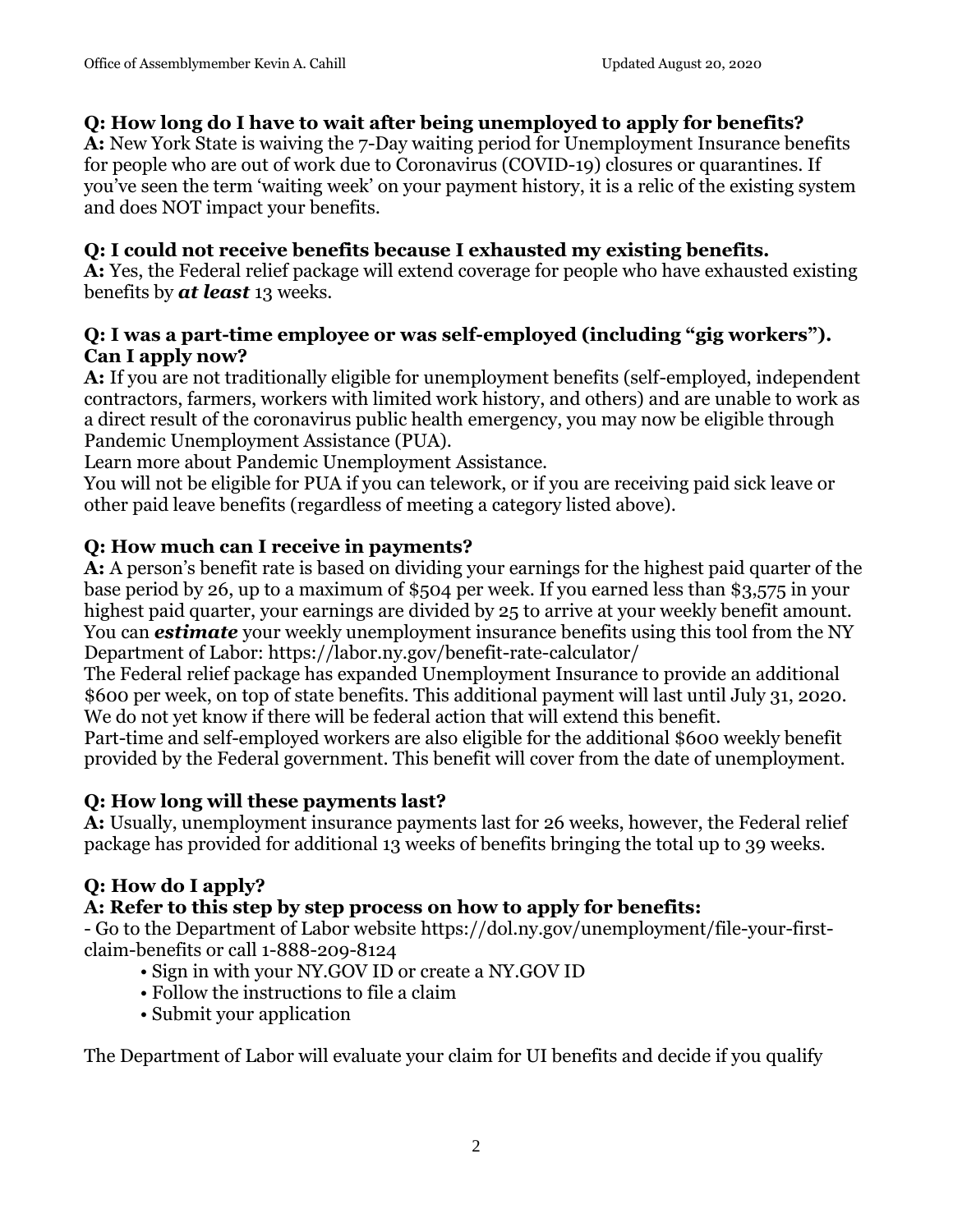**Q: How long do I have to wait after being unemployed to apply for benefits?**
**A:** New York State is waiving the 7-Day waiting period for Unemployment Insurance benefits for people who are out of work due to Coronavirus (COVID-19) closures or quarantines. If you've seen the term 'waiting week' on your payment history, it is a relic of the existing system and does NOT impact your benefits.

**Q: I could not receive benefits because I exhausted my existing benefits.**
**A:** Yes, the Federal relief package will extend coverage for people who have exhausted existing benefits by ***at least*** 13 weeks.

**Q: I was a part-time employee or was self-employed (including "gig workers"). Can I apply now?**
**A:** If you are not traditionally eligible for unemployment benefits (self-employed, independent contractors, farmers, workers with limited work history, and others) and are unable to work as a direct result of the coronavirus public health emergency, you may now be eligible through Pandemic Unemployment Assistance (PUA).
Learn more about Pandemic Unemployment Assistance.
You will not be eligible for PUA if you can telework, or if you are receiving paid sick leave or other paid leave benefits (regardless of meeting a category listed above).

**Q: How much can I receive in payments?**
**A:** A person's benefit rate is based on dividing your earnings for the highest paid quarter of the base period by 26, up to a maximum of $504 per week. If you earned less than $3,575 in your highest paid quarter, your earnings are divided by 25 to arrive at your weekly benefit amount. You can ***estimate*** your weekly unemployment insurance benefits using this tool from the NY Department of Labor: https://labor.ny.gov/benefit-rate-calculator/
The Federal relief package has expanded Unemployment Insurance to provide an additional $600 per week, on top of state benefits. This additional payment will last until July 31, 2020. We do not yet know if there will be federal action that will extend this benefit.
Part-time and self-employed workers are also eligible for the additional $600 weekly benefit provided by the Federal government. This benefit will cover from the date of unemployment.

**Q: How long will these payments last?**
**A:** Usually, unemployment insurance payments last for 26 weeks, however, the Federal relief package has provided for additional 13 weeks of benefits bringing the total up to 39 weeks.

**Q: How do I apply?**
**A: Refer to this step by step process on how to apply for benefits:**
- Go to the Department of Labor website https://dol.ny.gov/unemployment/file-your-first-claim-benefits or call 1-888-209-8124
    - Sign in with your NY.GOV ID or create a NY.GOV ID
    - Follow the instructions to file a claim
    - Submit your application

The Department of Labor will evaluate your claim for UI benefits and decide if you qualify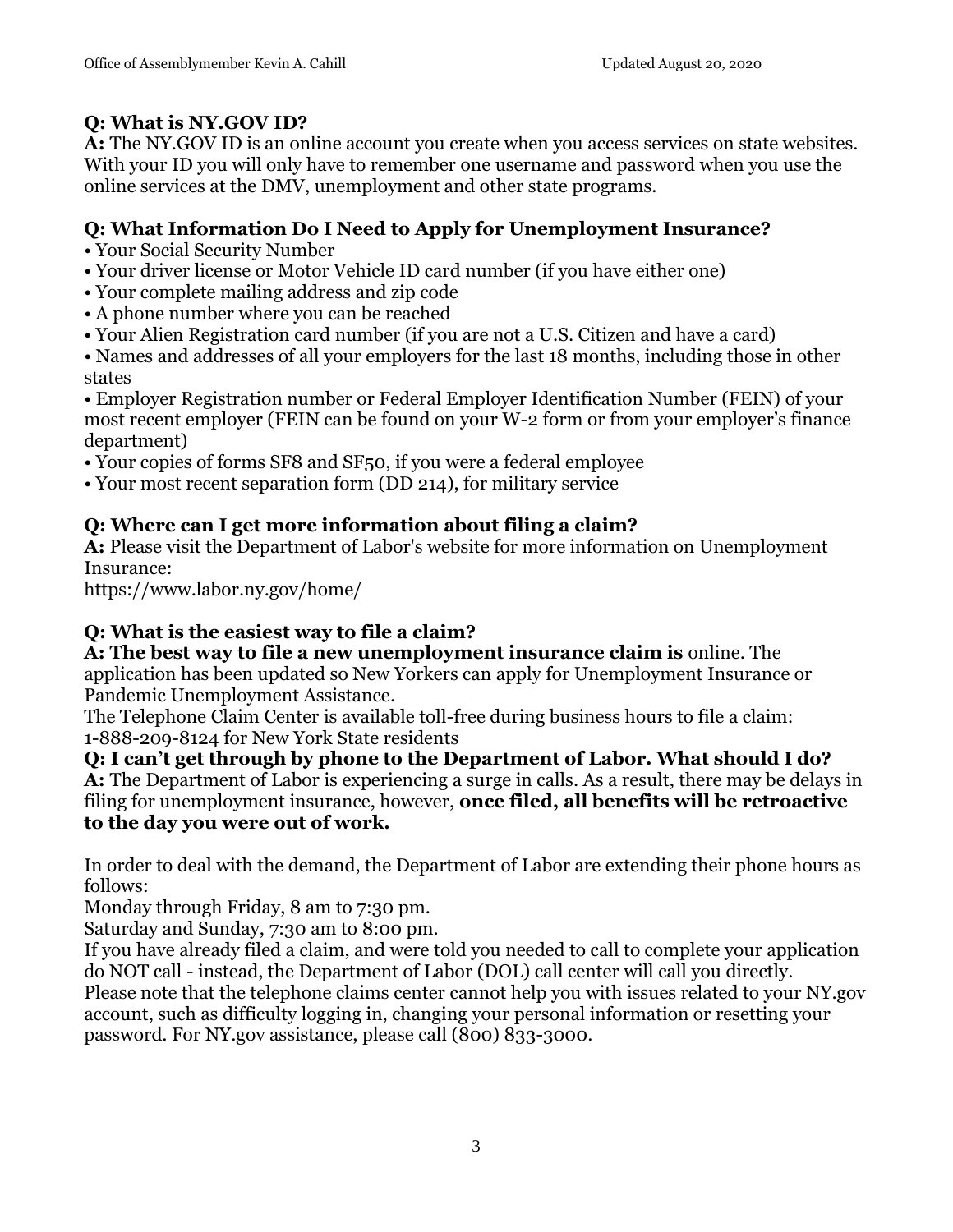### Q: What is NY.GOV ID?

**A:** The NY.GOV ID is an online account you create when you access services on state websites. With your ID you will only have to remember one username and password when you use the online services at the DMV, unemployment and other state programs.

### Q: What Information Do I Need to Apply for Unemployment Insurance?

- Your Social Security Number
- Your driver license or Motor Vehicle ID card number (if you have either one)
- Your complete mailing address and zip code
- A phone number where you can be reached
- Your Alien Registration card number (if you are not a U.S. Citizen and have a card)
- Names and addresses of all your employers for the last 18 months, including those in other states
- Employer Registration number or Federal Employer Identification Number (FEIN) of your most recent employer (FEIN can be found on your W-2 form or from your employer's finance department)
- Your copies of forms SF8 and SF50, if you were a federal employee
- Your most recent separation form (DD 214), for military service

### Q: Where can I get more information about filing a claim?

**A:** Please visit the Department of Labor's website for more information on Unemployment Insurance:
https://www.labor.ny.gov/home/

### Q: What is the easiest way to file a claim?

**A: The best way to file a new unemployment insurance claim is** online. The application has been updated so New Yorkers can apply for Unemployment Insurance or Pandemic Unemployment Assistance.
The Telephone Claim Center is available toll-free during business hours to file a claim:
1-888-209-8124 for New York State residents

### Q: I can't get through by phone to the Department of Labor. What should I do?

**A:** The Department of Labor is experiencing a surge in calls. As a result, there may be delays in filing for unemployment insurance, however, **once filed, all benefits will be retroactive to the day you were out of work.**

In order to deal with the demand, the Department of Labor are extending their phone hours as follows:
Monday through Friday, 8 am to 7:30 pm.
Saturday and Sunday, 7:30 am to 8:00 pm.
If you have already filed a claim, and were told you needed to call to complete your application do NOT call - instead, the Department of Labor (DOL) call center will call you directly.
Please note that the telephone claims center cannot help you with issues related to your NY.gov account, such as difficulty logging in, changing your personal information or resetting your password. For NY.gov assistance, please call (800) 833-3000.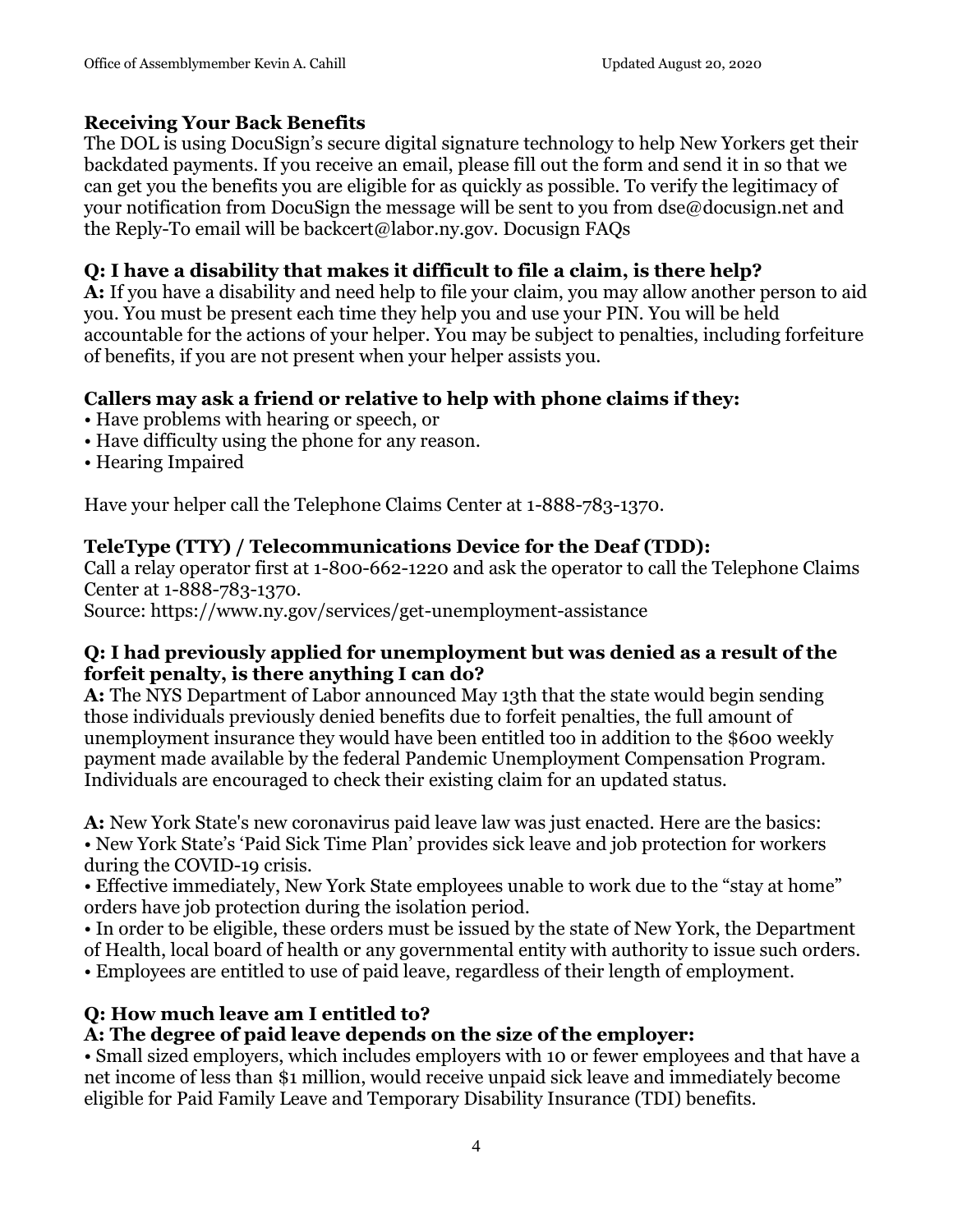**Receiving Your Back Benefits**

The DOL is using DocuSign's secure digital signature technology to help New Yorkers get their backdated payments. If you receive an email, please fill out the form and send it in so that we can get you the benefits you are eligible for as quickly as possible. To verify the legitimacy of your notification from DocuSign the message will be sent to you from dse@docusign.net and the Reply-To email will be backcert@labor.ny.gov. Docusign FAQs

**Q: I have a disability that makes it difficult to file a claim, is there help?**

**A:** If you have a disability and need help to file your claim, you may allow another person to aid you. You must be present each time they help you and use your PIN. You will be held accountable for the actions of your helper. You may be subject to penalties, including forfeiture of benefits, if you are not present when your helper assists you.

**Callers may ask a friend or relative to help with phone claims if they:**

- Have problems with hearing or speech, or
- Have difficulty using the phone for any reason.
- Hearing Impaired

Have your helper call the Telephone Claims Center at 1-888-783-1370.

**TeleType (TTY) / Telecommunications Device for the Deaf (TDD):**

Call a relay operator first at 1-800-662-1220 and ask the operator to call the Telephone Claims Center at 1-888-783-1370.

Source: https://www.ny.gov/services/get-unemployment-assistance

**Q: I had previously applied for unemployment but was denied as a result of the forfeit penalty, is there anything I can do?**

**A:** The NYS Department of Labor announced May 13th that the state would begin sending those individuals previously denied benefits due to forfeit penalties, the full amount of unemployment insurance they would have been entitled too in addition to the $600 weekly payment made available by the federal Pandemic Unemployment Compensation Program. Individuals are encouraged to check their existing claim for an updated status.

**A:** New York State's new coronavirus paid leave law was just enacted. Here are the basics:

- New York State's 'Paid Sick Time Plan' provides sick leave and job protection for workers during the COVID-19 crisis.
- Effective immediately, New York State employees unable to work due to the "stay at home" orders have job protection during the isolation period.
- In order to be eligible, these orders must be issued by the state of New York, the Department of Health, local board of health or any governmental entity with authority to issue such orders.
- Employees are entitled to use of paid leave, regardless of their length of employment.

**Q: How much leave am I entitled to?**

**A: The degree of paid leave depends on the size of the employer:**

- Small sized employers, which includes employers with 10 or fewer employees and that have a net income of less than $1 million, would receive unpaid sick leave and immediately become eligible for Paid Family Leave and Temporary Disability Insurance (TDI) benefits.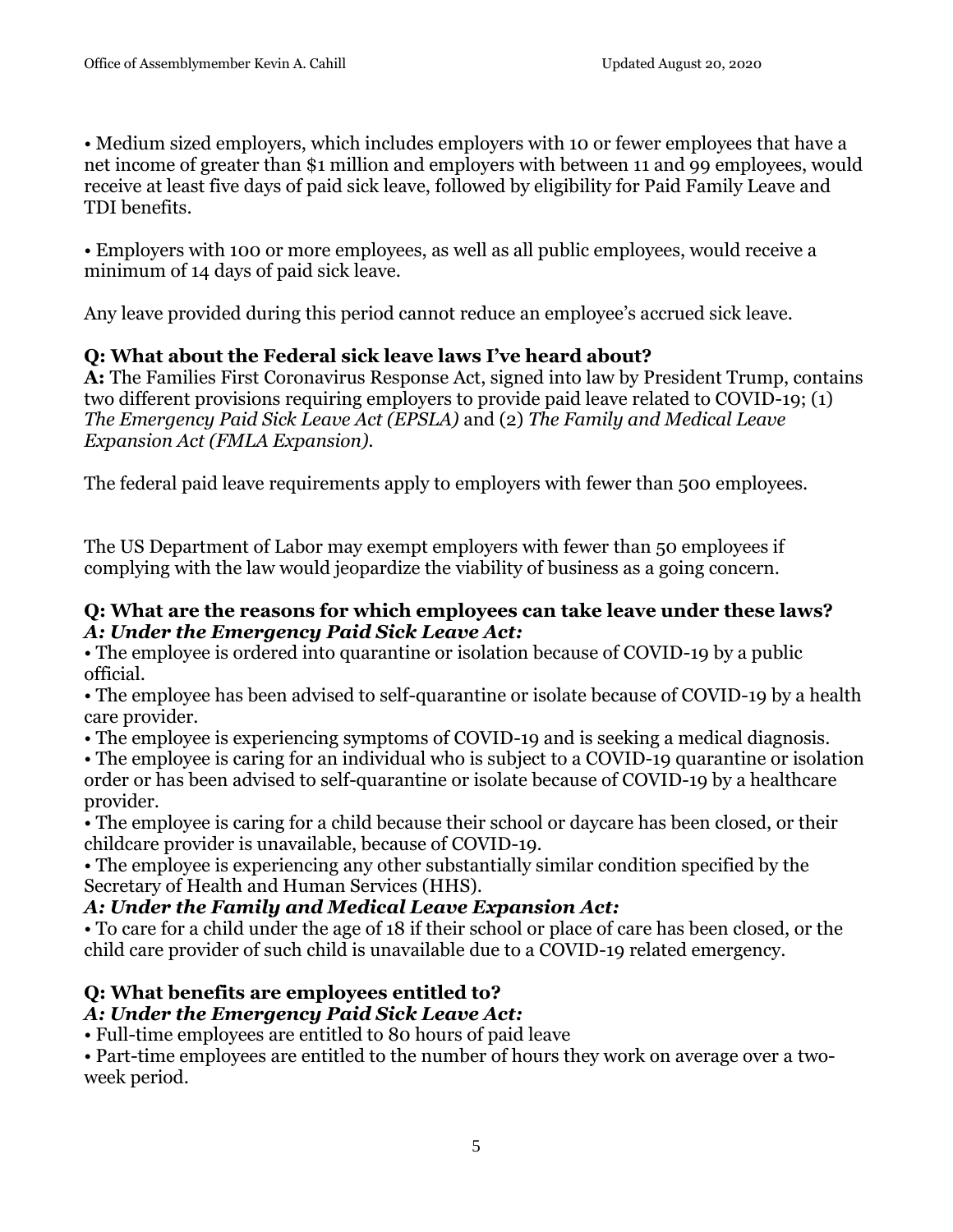• Medium sized employers, which includes employers with 10 or fewer employees that have a net income of greater than $1 million and employers with between 11 and 99 employees, would receive at least five days of paid sick leave, followed by eligibility for Paid Family Leave and TDI benefits.

• Employers with 100 or more employees, as well as all public employees, would receive a minimum of 14 days of paid sick leave.

Any leave provided during this period cannot reduce an employee's accrued sick leave.

**Q: What about the Federal sick leave laws I've heard about?**
**A:** The Families First Coronavirus Response Act, signed into law by President Trump, contains two different provisions requiring employers to provide paid leave related to COVID-19; (1) *The Emergency Paid Sick Leave Act (EPSLA)* and (2) *The Family and Medical Leave Expansion Act (FMLA Expansion).*

The federal paid leave requirements apply to employers with fewer than 500 employees.

The US Department of Labor may exempt employers with fewer than 50 employees if complying with the law would jeopardize the viability of business as a going concern.

**Q: What are the reasons for which employees can take leave under these laws?**
***A: Under the Emergency Paid Sick Leave Act:***
• The employee is ordered into quarantine or isolation because of COVID-19 by a public official.
• The employee has been advised to self-quarantine or isolate because of COVID-19 by a health care provider.
• The employee is experiencing symptoms of COVID-19 and is seeking a medical diagnosis.
• The employee is caring for an individual who is subject to a COVID-19 quarantine or isolation order or has been advised to self-quarantine or isolate because of COVID-19 by a healthcare provider.
• The employee is caring for a child because their school or daycare has been closed, or their childcare provider is unavailable, because of COVID-19.
• The employee is experiencing any other substantially similar condition specified by the Secretary of Health and Human Services (HHS).
***A: Under the Family and Medical Leave Expansion Act:***
• To care for a child under the age of 18 if their school or place of care has been closed, or the child care provider of such child is unavailable due to a COVID-19 related emergency.

**Q: What benefits are employees entitled to?**
***A: Under the Emergency Paid Sick Leave Act:***
• Full-time employees are entitled to 80 hours of paid leave
• Part-time employees are entitled to the number of hours they work on average over a two-week period.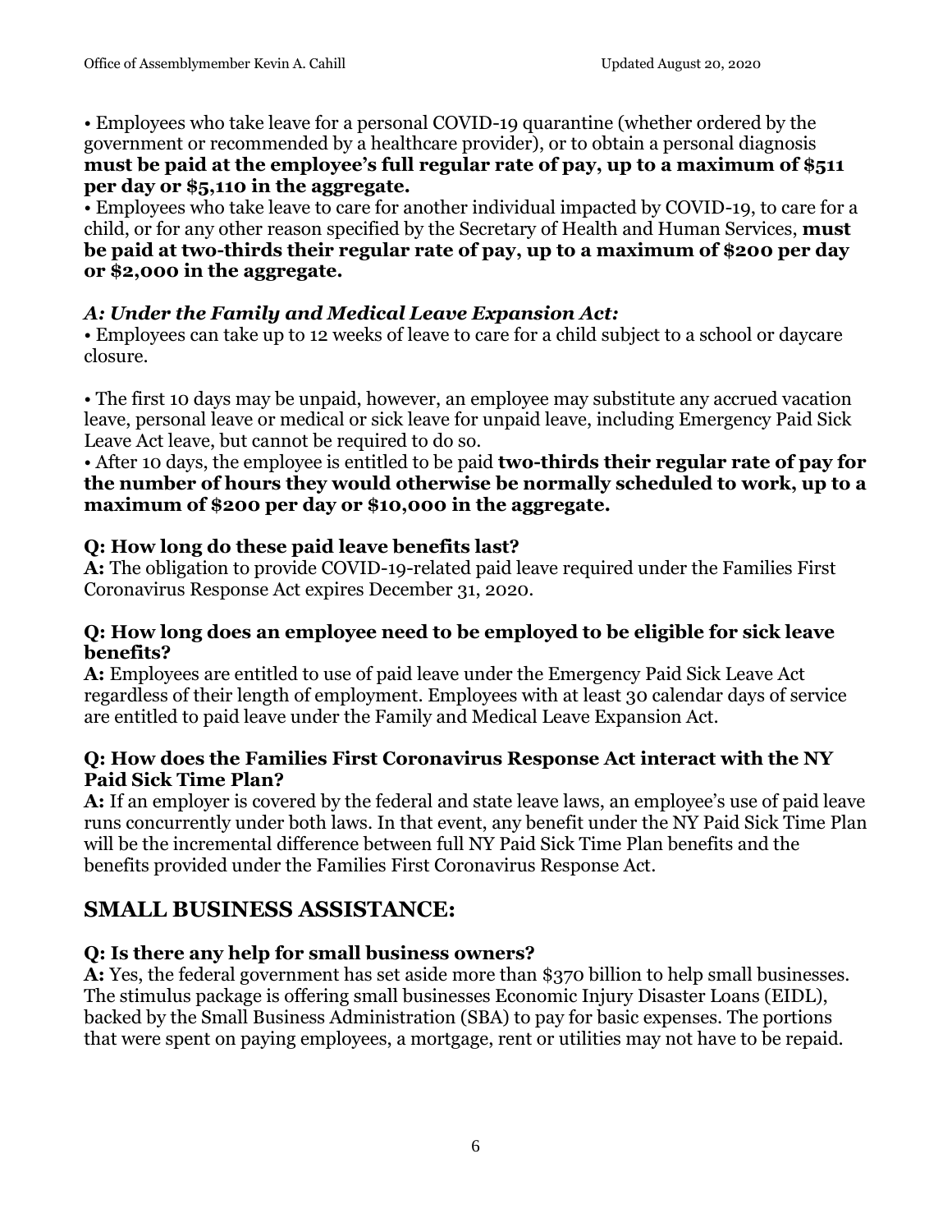• Employees who take leave for a personal COVID-19 quarantine (whether ordered by the government or recommended by a healthcare provider), or to obtain a personal diagnosis **must be paid at the employee's full regular rate of pay, up to a maximum of $511 per day or $5,110 in the aggregate.**

• Employees who take leave to care for another individual impacted by COVID-19, to care for a child, or for any other reason specified by the Secretary of Health and Human Services, **must be paid at two-thirds their regular rate of pay, up to a maximum of $200 per day or $2,000 in the aggregate.**

### *A: Under the Family and Medical Leave Expansion Act:*

• Employees can take up to 12 weeks of leave to care for a child subject to a school or daycare closure.

• The first 10 days may be unpaid, however, an employee may substitute any accrued vacation leave, personal leave or medical or sick leave for unpaid leave, including Emergency Paid Sick Leave Act leave, but cannot be required to do so.

• After 10 days, the employee is entitled to be paid **two-thirds their regular rate of pay for the number of hours they would otherwise be normally scheduled to work, up to a maximum of $200 per day or $10,000 in the aggregate.**

### Q: How long do these paid leave benefits last?

**A:** The obligation to provide COVID-19-related paid leave required under the Families First Coronavirus Response Act expires December 31, 2020.

### Q: How long does an employee need to be employed to be eligible for sick leave benefits?

**A:** Employees are entitled to use of paid leave under the Emergency Paid Sick Leave Act regardless of their length of employment. Employees with at least 30 calendar days of service are entitled to paid leave under the Family and Medical Leave Expansion Act.

### Q: How does the Families First Coronavirus Response Act interact with the NY Paid Sick Time Plan?

**A:** If an employer is covered by the federal and state leave laws, an employee's use of paid leave runs concurrently under both laws. In that event, any benefit under the NY Paid Sick Time Plan will be the incremental difference between full NY Paid Sick Time Plan benefits and the benefits provided under the Families First Coronavirus Response Act.

## SMALL BUSINESS ASSISTANCE:

### Q: Is there any help for small business owners?

**A:** Yes, the federal government has set aside more than $370 billion to help small businesses. The stimulus package is offering small businesses Economic Injury Disaster Loans (EIDL), backed by the Small Business Administration (SBA) to pay for basic expenses. The portions that were spent on paying employees, a mortgage, rent or utilities may not have to be repaid.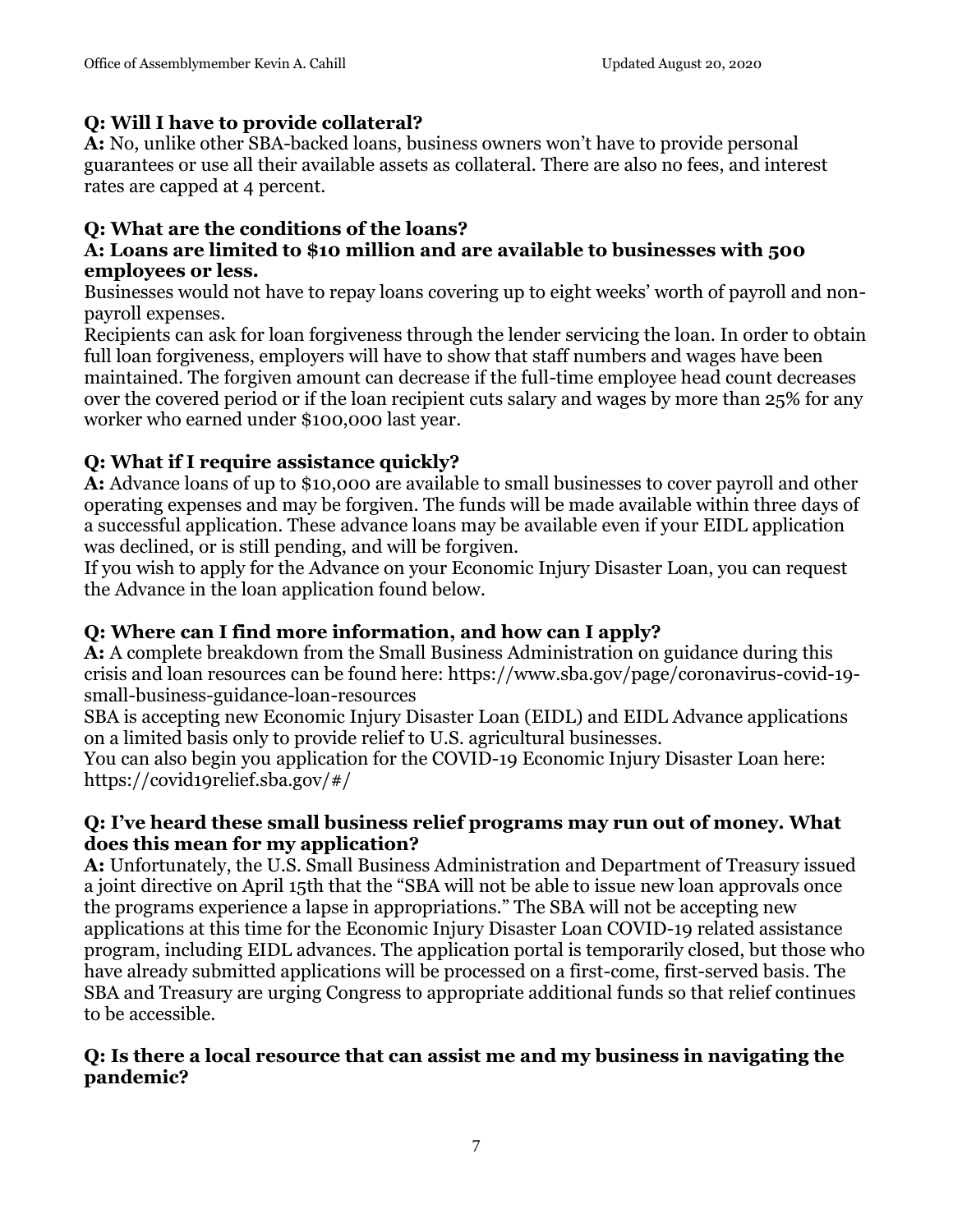**Q: Will I have to provide collateral?**
**A:** No, unlike other SBA-backed loans, business owners won't have to provide personal guarantees or use all their available assets as collateral. There are also no fees, and interest rates are capped at 4 percent.

**Q: What are the conditions of the loans?**
**A: Loans are limited to $10 million and are available to businesses with 500 employees or less.**
Businesses would not have to repay loans covering up to eight weeks' worth of payroll and non-payroll expenses.
Recipients can ask for loan forgiveness through the lender servicing the loan. In order to obtain full loan forgiveness, employers will have to show that staff numbers and wages have been maintained. The forgiven amount can decrease if the full-time employee head count decreases over the covered period or if the loan recipient cuts salary and wages by more than 25% for any worker who earned under $100,000 last year.

**Q: What if I require assistance quickly?**
**A:** Advance loans of up to $10,000 are available to small businesses to cover payroll and other operating expenses and may be forgiven. The funds will be made available within three days of a successful application. These advance loans may be available even if your EIDL application was declined, or is still pending, and will be forgiven.
If you wish to apply for the Advance on your Economic Injury Disaster Loan, you can request the Advance in the loan application found below.

**Q: Where can I find more information, and how can I apply?**
**A:** A complete breakdown from the Small Business Administration on guidance during this crisis and loan resources can be found here: https://www.sba.gov/page/coronavirus-covid-19-small-business-guidance-loan-resources
SBA is accepting new Economic Injury Disaster Loan (EIDL) and EIDL Advance applications on a limited basis only to provide relief to U.S. agricultural businesses.
You can also begin you application for the COVID-19 Economic Injury Disaster Loan here: https://covid19relief.sba.gov/#/

**Q: I've heard these small business relief programs may run out of money. What does this mean for my application?**
**A:** Unfortunately, the U.S. Small Business Administration and Department of Treasury issued a joint directive on April 15th that the "SBA will not be able to issue new loan approvals once the programs experience a lapse in appropriations." The SBA will not be accepting new applications at this time for the Economic Injury Disaster Loan COVID-19 related assistance program, including EIDL advances. The application portal is temporarily closed, but those who have already submitted applications will be processed on a first-come, first-served basis. The SBA and Treasury are urging Congress to appropriate additional funds so that relief continues to be accessible.

**Q: Is there a local resource that can assist me and my business in navigating the pandemic?**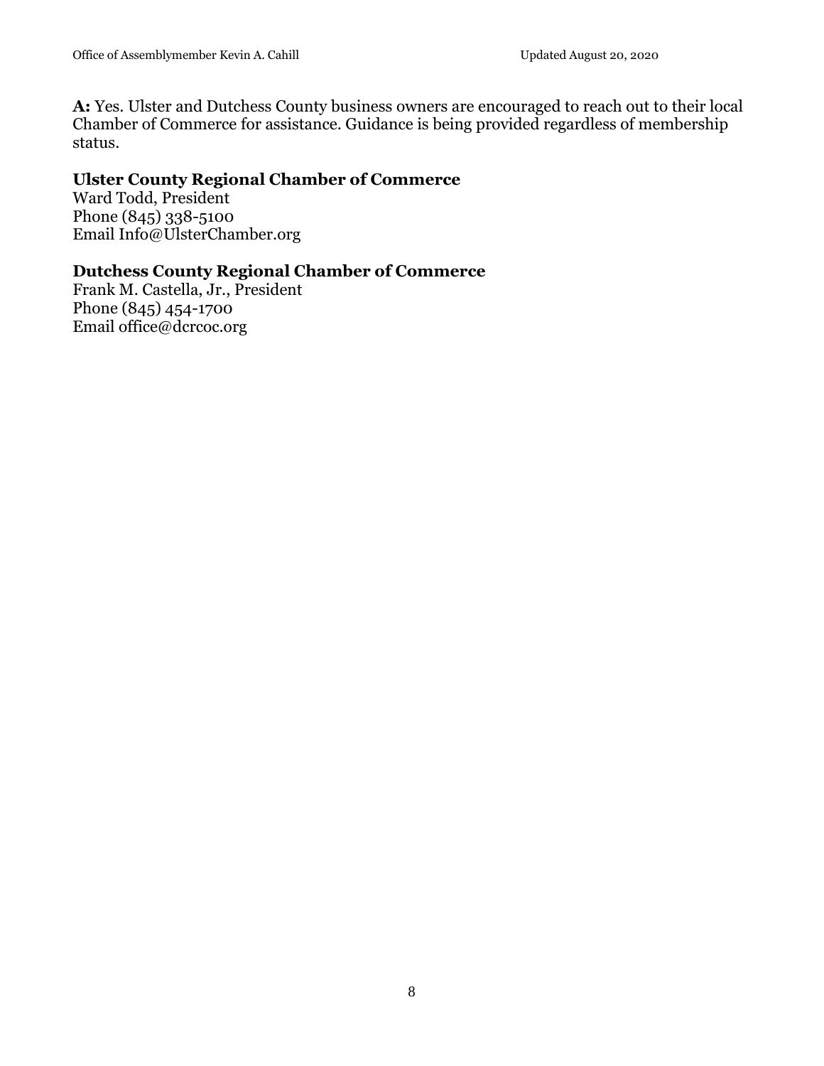**A:** Yes. Ulster and Dutchess County business owners are encouraged to reach out to their local Chamber of Commerce for assistance. Guidance is being provided regardless of membership status.

**Ulster County Regional Chamber of Commerce**
Ward Todd, President
Phone (845) 338-5100
Email Info@UlsterChamber.org

**Dutchess County Regional Chamber of Commerce**
Frank M. Castella, Jr., President
Phone (845) 454-1700
Email office@dcrcoc.org